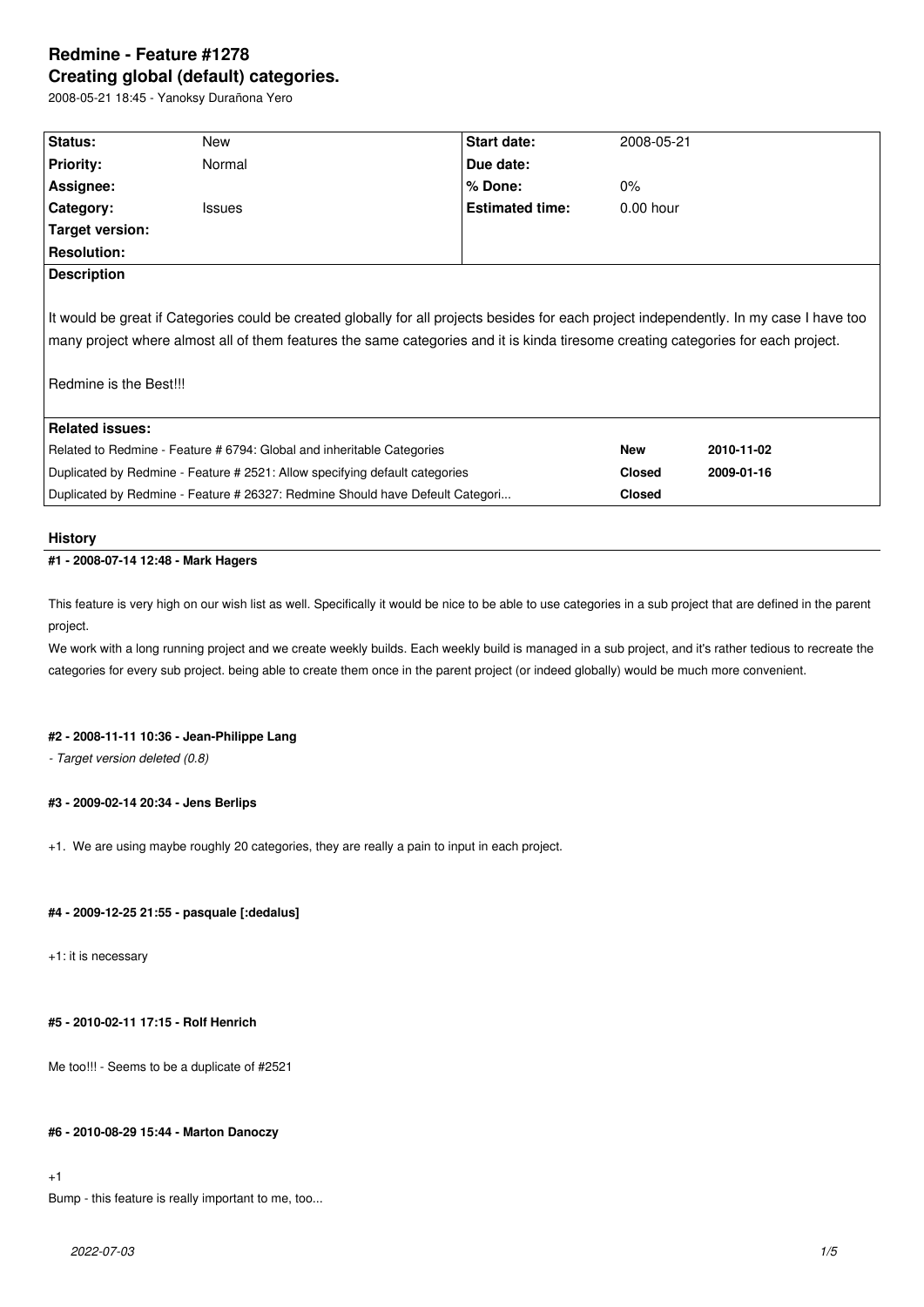# Redmine - Feature #1278

## Creating global (default) categories.

2008-05-21 18:45 - Yanoksy Durañona Yero

| Status: | New | Start date: | 2008-05-21 |
|---|---|---|---|
| Priority: | Normal | Due date: | |
| Assignee: | | % Done: | 0% |
| Category: | Issues | Estimated time: | 0.00 hour |
| Target version: | | | |
| Resolution: | | | |

**Description**

It would be great if Categories could be created globally for all projects besides for each project independently. In my case I have too many project where almost all of them features the same categories and it is kinda tiresome creating categories for each project.

Redmine is the Best!!!

**Related issues:**

| Related issue | Status | Date |
|---|---|---|
| Related to Redmine - Feature # 6794: Global and inheritable Categories | New | 2010-11-02 |
| Duplicated by Redmine - Feature # 2521: Allow specifying default categories | Closed | 2009-01-16 |
| Duplicated by Redmine - Feature # 26327: Redmine Should have Defeult Categori... | Closed | |

## History

### #1 - 2008-07-14 12:48 - Mark Hagers

This feature is very high on our wish list as well. Specifically it would be nice to be able to use categories in a sub project that are defined in the parent project.

We work with a long running project and we create weekly builds. Each weekly build is managed in a sub project, and it's rather tedious to recreate the categories for every sub project. being able to create them once in the parent project (or indeed globally) would be much more convenient.

### #2 - 2008-11-11 10:36 - Jean-Philippe Lang

*- Target version deleted (0.8)*

### #3 - 2009-02-14 20:34 - Jens Berlips

+1. We are using maybe roughly 20 categories, they are really a pain to input in each project.

### #4 - 2009-12-25 21:55 - pasquale [:dedalus]

+1: it is necessary

### #5 - 2010-02-11 17:15 - Rolf Henrich

Me too!!! - Seems to be a duplicate of #2521

### #6 - 2010-08-29 15:44 - Marton Danoczy

+1

Bump - this feature is really important to me, too...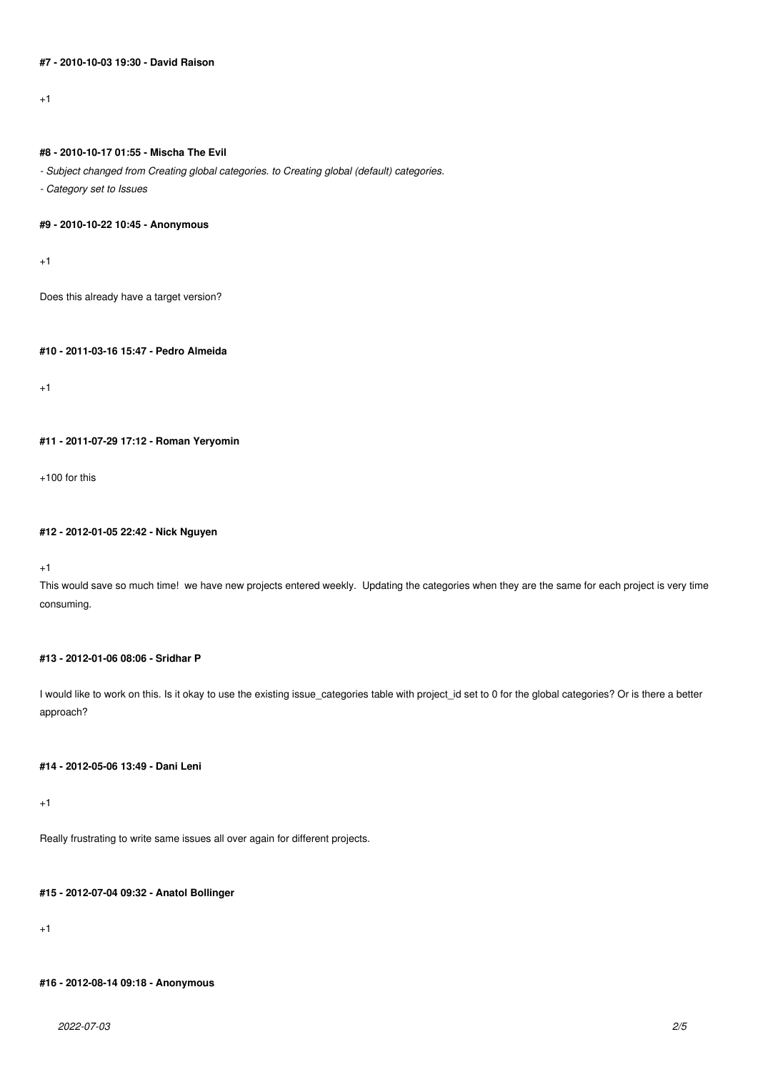#### #7 - 2010-10-03 19:30 - David Raison

+1

#### #8 - 2010-10-17 01:55 - Mischa The Evil

*- Subject changed from Creating global categories. to Creating global (default) categories.*

*- Category set to Issues*

#### #9 - 2010-10-22 10:45 - Anonymous

+1

Does this already have a target version?

#### #10 - 2011-03-16 15:47 - Pedro Almeida

+1

#### #11 - 2011-07-29 17:12 - Roman Yeryomin

+100 for this

#### #12 - 2012-01-05 22:42 - Nick Nguyen

+1

This would save so much time! we have new projects entered weekly. Updating the categories when they are the same for each project is very time consuming.

#### #13 - 2012-01-06 08:06 - Sridhar P

I would like to work on this. Is it okay to use the existing issue_categories table with project_id set to 0 for the global categories? Or is there a better approach?

#### #14 - 2012-05-06 13:49 - Dani Leni

+1

Really frustrating to write same issues all over again for different projects.

#### #15 - 2012-07-04 09:32 - Anatol Bollinger

+1

#### #16 - 2012-08-14 09:18 - Anonymous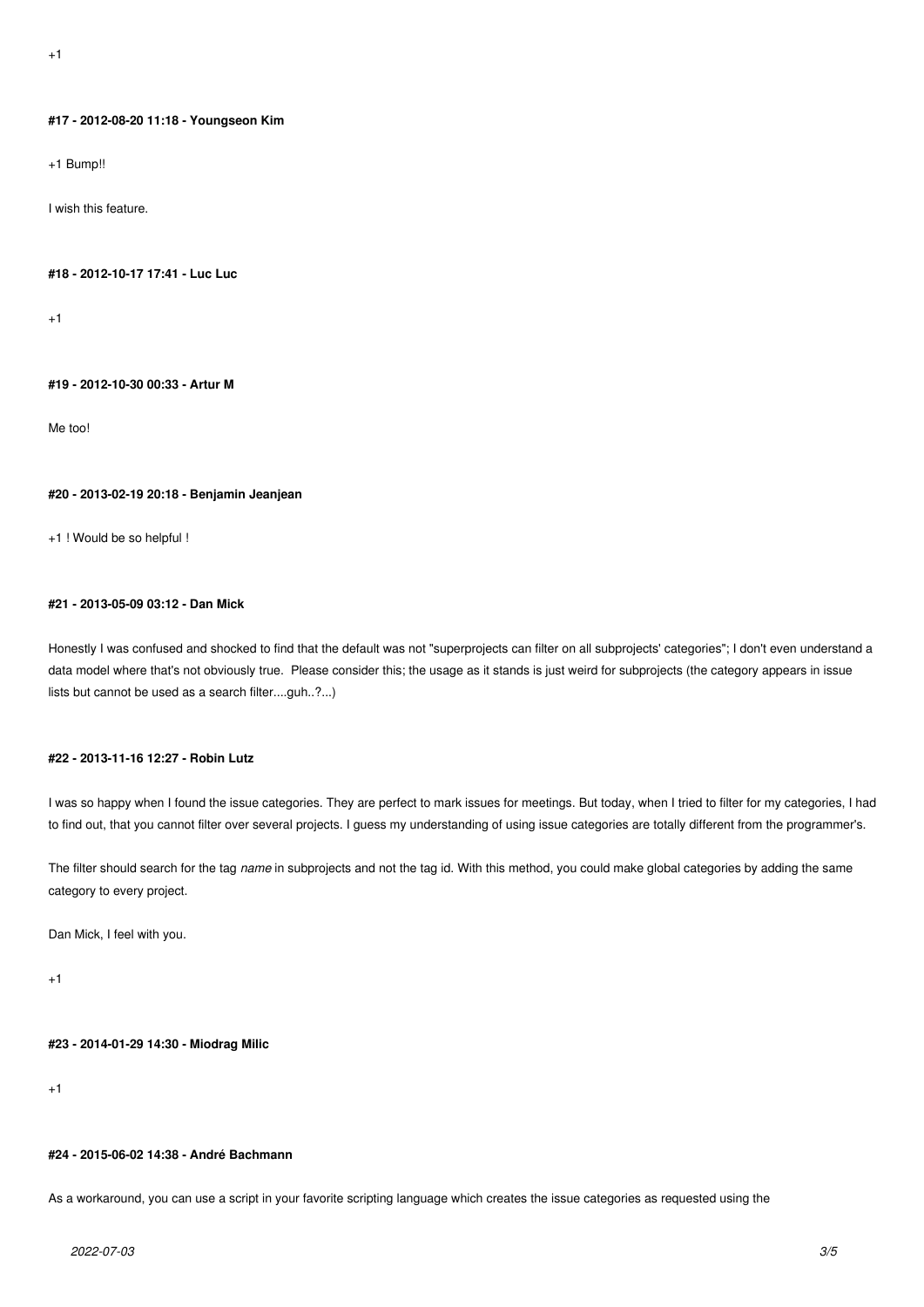+1

#### #17 - 2012-08-20 11:18 - Youngseon Kim

+1 Bump!!

I wish this feature.

#### #18 - 2012-10-17 17:41 - Luc Luc

+1

#### #19 - 2012-10-30 00:33 - Artur M

Me too!

#### #20 - 2013-02-19 20:18 - Benjamin Jeanjean

+1 ! Would be so helpful !

#### #21 - 2013-05-09 03:12 - Dan Mick

Honestly I was confused and shocked to find that the default was not "superprojects can filter on all subprojects' categories"; I don't even understand a data model where that's not obviously true. Please consider this; the usage as it stands is just weird for subprojects (the category appears in issue lists but cannot be used as a search filter....guh..?...)

#### #22 - 2013-11-16 12:27 - Robin Lutz

I was so happy when I found the issue categories. They are perfect to mark issues for meetings. But today, when I tried to filter for my categories, I had to find out, that you cannot filter over several projects. I guess my understanding of using issue categories are totally different from the programmer's.

The filter should search for the tag *name* in subprojects and not the tag id. With this method, you could make global categories by adding the same category to every project.

Dan Mick, I feel with you.

+1

#### #23 - 2014-01-29 14:30 - Miodrag Milic

+1

#### #24 - 2015-06-02 14:38 - André Bachmann

As a workaround, you can use a script in your favorite scripting language which creates the issue categories as requested using the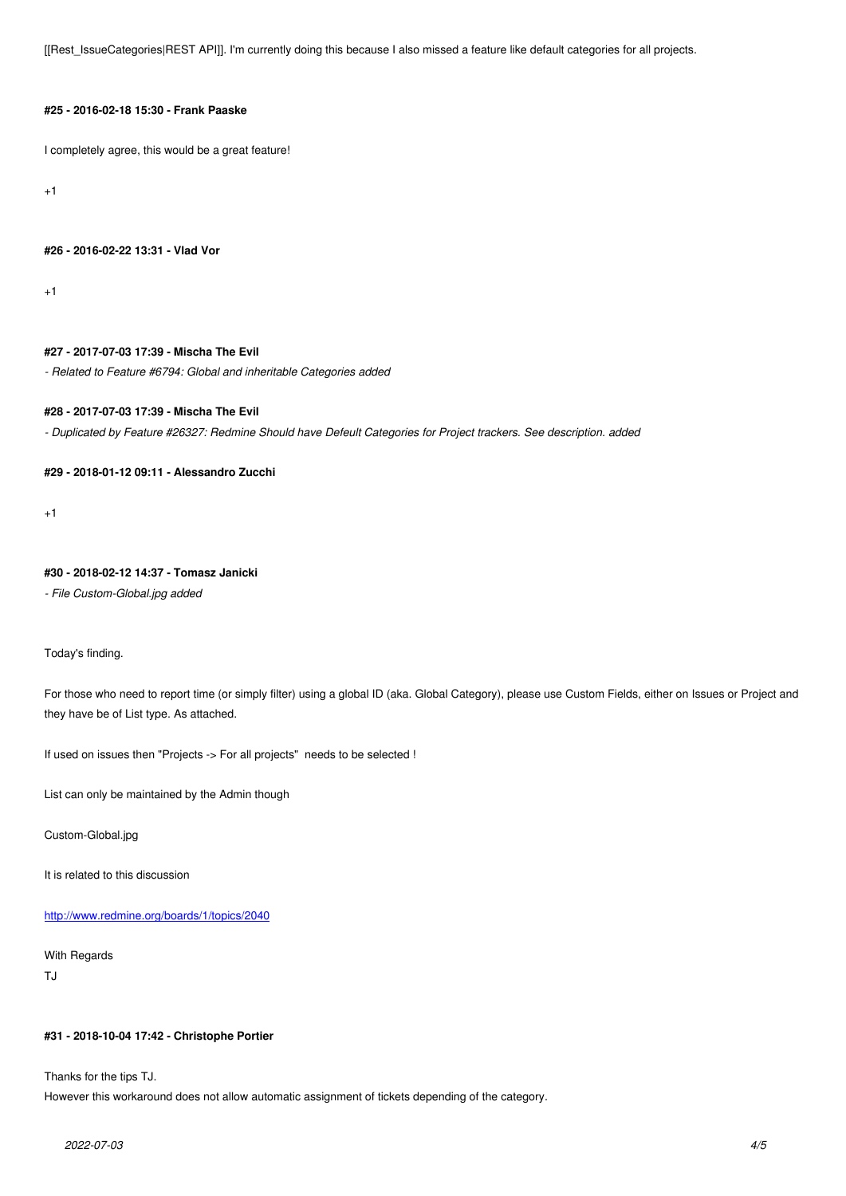[[Rest_IssueCategories|REST API]]. I'm currently doing this because I also missed a feature like default categories for all projects.

#### #25 - 2016-02-18 15:30 - Frank Paaske

I completely agree, this would be a great feature!

+1

#### #26 - 2016-02-22 13:31 - Vlad Vor

+1

#### #27 - 2017-07-03 17:39 - Mischa The Evil

*- Related to Feature #6794: Global and inheritable Categories added*

#### #28 - 2017-07-03 17:39 - Mischa The Evil

*- Duplicated by Feature #26327: Redmine Should have Defeult Categories for Project trackers. See description. added*

#### #29 - 2018-01-12 09:11 - Alessandro Zucchi

+1

#### #30 - 2018-02-12 14:37 - Tomasz Janicki

*- File Custom-Global.jpg added*

Today's finding.

For those who need to report time (or simply filter) using a global ID (aka. Global Category), please use Custom Fields, either on Issues or Project and they have be of List type. As attached.

If used on issues then "Projects -> For all projects"  needs to be selected !

List can only be maintained by the Admin though

Custom-Global.jpg

It is related to this discussion

[http://www.redmine.org/boards/1/topics/2040](http://www.redmine.org/boards/1/topics/2040)

With Regards
TJ

#### #31 - 2018-10-04 17:42 - Christophe Portier

Thanks for the tips TJ.
However this workaround does not allow automatic assignment of tickets depending of the category.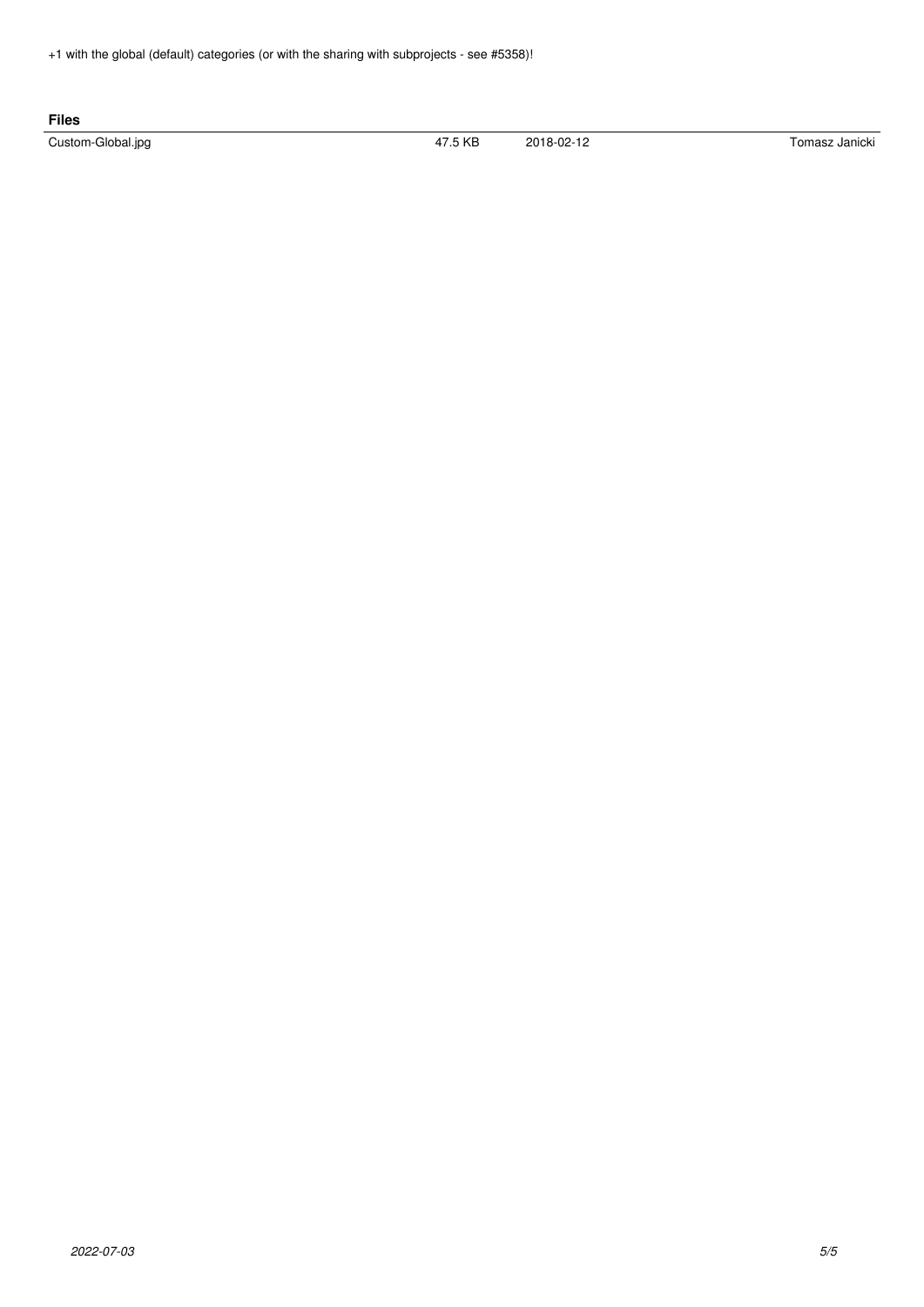+1 with the global (default) categories (or with the sharing with subprojects - see #5358)!

**Files**

| | | | |
|---|---|---|---|
| Custom-Global.jpg | 47.5 KB | 2018-02-12 | Tomasz Janicki |